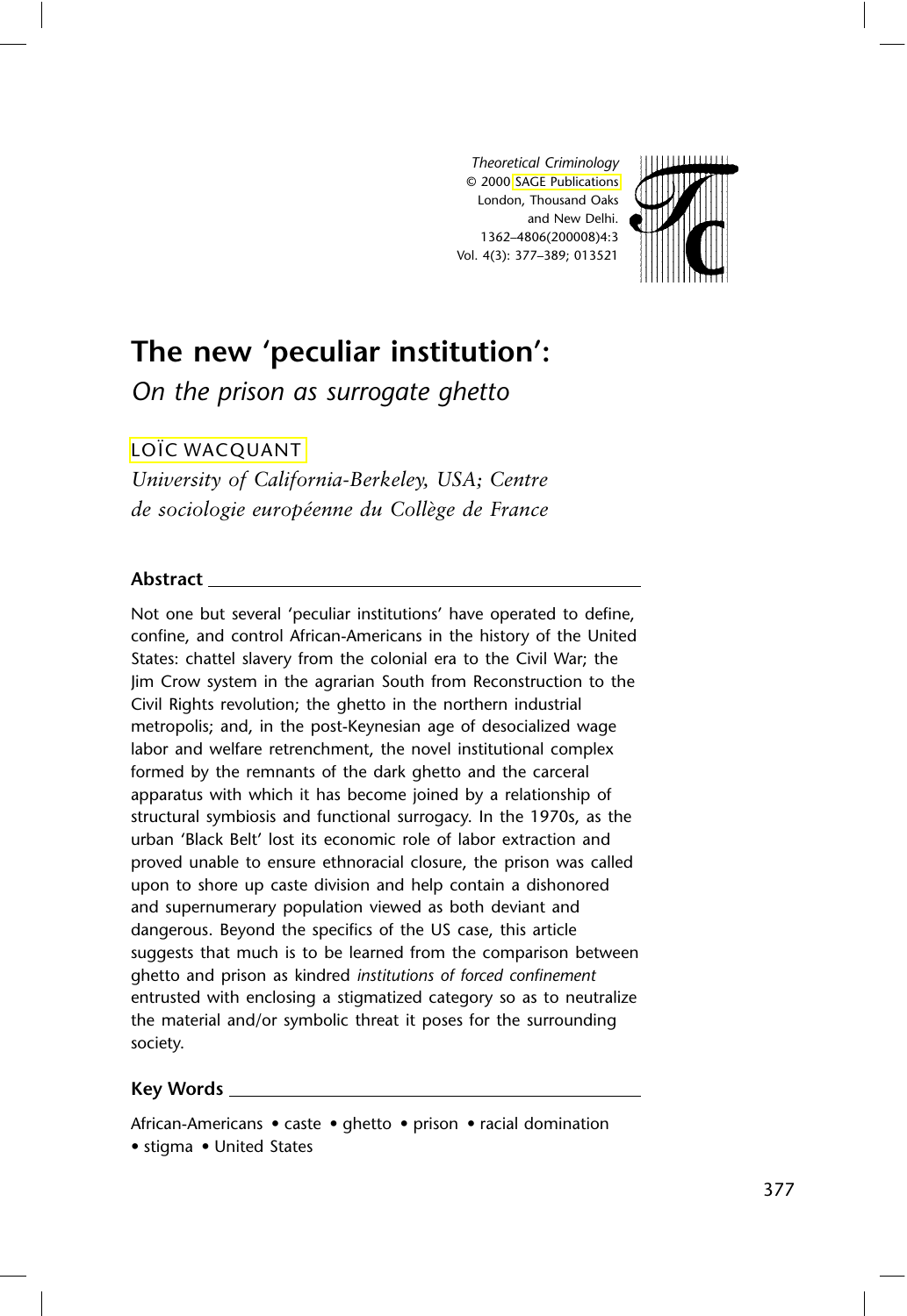# The new 'peculiar institution':

*On the prison as surrogate ghetto*

LOÏC WACQUANT

*University of California-Berkeley, USA; Centre de sociologie européenne du Collège de France*

## Abstract

Not one but several 'peculiar institutions' have operated to define, confine, and control African-Americans in the history of the United States: chattel slavery from the colonial era to the Civil War; the Jim Crow system in the agrarian South from Reconstruction to the Civil Rights revolution; the ghetto in the northern industrial metropolis; and, in the post-Keynesian age of desocialized wage labor and welfare retrenchment, the novel institutional complex formed by the remnants of the dark ghetto and the carceral apparatus with which it has become joined by a relationship of structural symbiosis and functional surrogacy. In the 1970s, as the urban 'Black Belt' lost its economic role of labor extraction and proved unable to ensure ethnoracial closure, the prison was called upon to shore up caste division and help contain a dishonored and supernumerary population viewed as both deviant and dangerous. Beyond the specifics of the US case, this article suggests that much is to be learned from the comparison between ghetto and prison as kindred *institutions of forced confinement* entrusted with enclosing a stigmatized category so as to neutralize the material and/or symbolic threat it poses for the surrounding society.

## Key Words

African-Americans • caste • ghetto • prison • racial domination • stigma • United States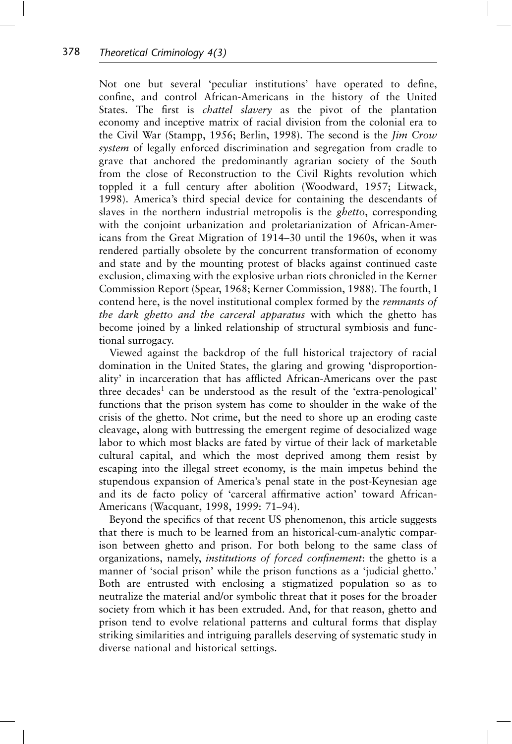Not one but several 'peculiar institutions' have operated to define, confine, and control African-Americans in the history of the United States. The first is *chattel slavery* as the pivot of the plantation economy and inceptive matrix of racial division from the colonial era to the Civil War (Stampp, 1956; Berlin, 1998). The second is the *Jim Crow system* of legally enforced discrimination and segregation from cradle to grave that anchored the predominantly agrarian society of the South from the close of Reconstruction to the Civil Rights revolution which toppled it a full century after abolition (Woodward, 1957; Litwack, 1998). America's third special device for containing the descendants of slaves in the northern industrial metropolis is the *ghetto*, corresponding with the conjoint urbanization and proletarianization of African-Americans from the Great Migration of 1914–30 until the 1960s, when it was rendered partially obsolete by the concurrent transformation of economy and state and by the mounting protest of blacks against continued caste exclusion, climaxing with the explosive urban riots chronicled in the Kerner Commission Report (Spear, 1968; Kerner Commission, 1988). The fourth, I contend here, is the novel institutional complex formed by the *remnants of the dark ghetto and the carceral apparatus* with which the ghetto has become joined by a linked relationship of structural symbiosis and functional surrogacy.

Viewed against the backdrop of the full historical trajectory of racial domination in the United States, the glaring and growing 'disproportionality' in incarceration that has afflicted African-Americans over the past three decades[1] can be understood as the result of the 'extra-penological' functions that the prison system has come to shoulder in the wake of the crisis of the ghetto. Not crime, but the need to shore up an eroding caste cleavage, along with buttressing the emergent regime of desocialized wage labor to which most blacks are fated by virtue of their lack of marketable cultural capital, and which the most deprived among them resist by escaping into the illegal street economy, is the main impetus behind the stupendous expansion of America's penal state in the post-Keynesian age and its de facto policy of 'carceral affirmative action' toward African-Americans (Wacquant, 1998, 1999: 71–94).

Beyond the specifics of that recent US phenomenon, this article suggests that there is much to be learned from an historical-cum-analytic comparison between ghetto and prison. For both belong to the same class of organizations, namely, *institutions of forced confinement*: the ghetto is a manner of 'social prison' while the prison functions as a 'judicial ghetto.' Both are entrusted with enclosing a stigmatized population so as to neutralize the material and/or symbolic threat that it poses for the broader society from which it has been extruded. And, for that reason, ghetto and prison tend to evolve relational patterns and cultural forms that display striking similarities and intriguing parallels deserving of systematic study in diverse national and historical settings.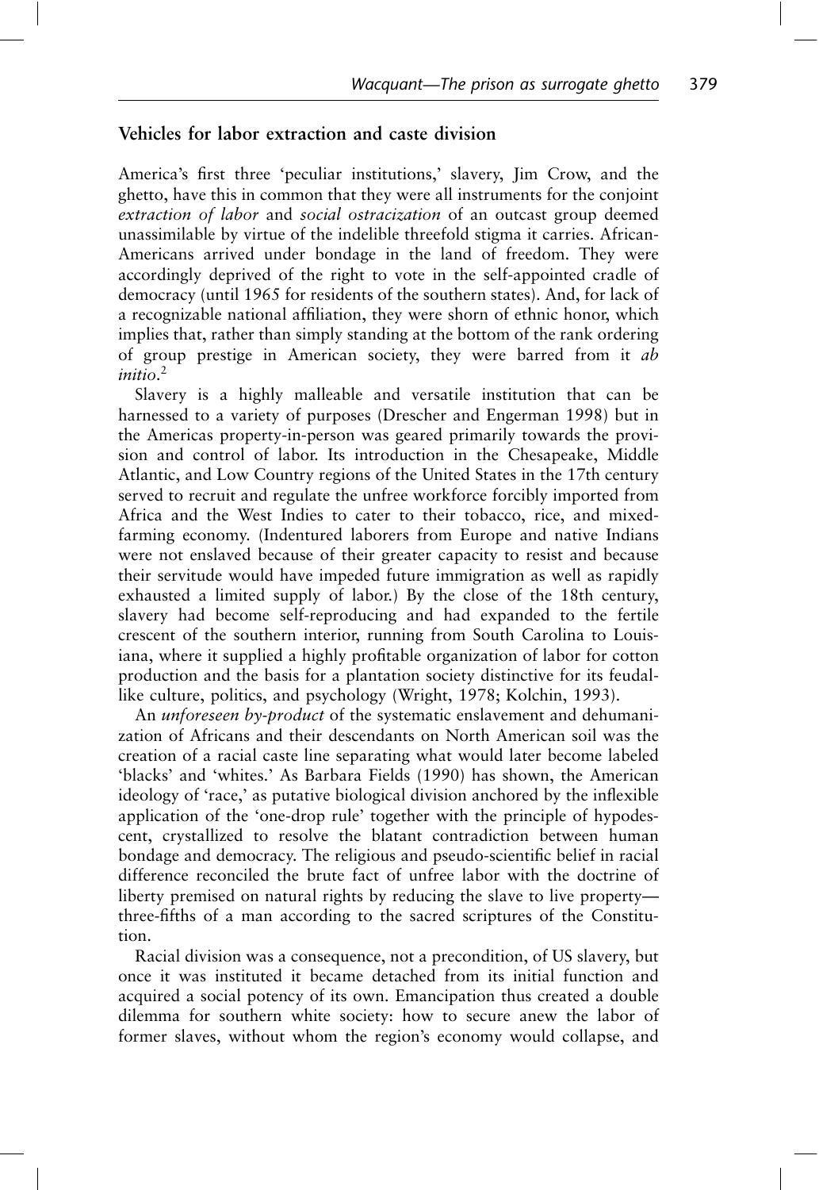## Vehicles for labor extraction and caste division

America's first three 'peculiar institutions,' slavery, Jim Crow, and the ghetto, have this in common that they were all instruments for the conjoint *extraction of labor* and *social ostracization* of an outcast group deemed unassimilable by virtue of the indelible threefold stigma it carries. African-Americans arrived under bondage in the land of freedom. They were accordingly deprived of the right to vote in the self-appointed cradle of democracy (until 1965 for residents of the southern states). And, for lack of a recognizable national affiliation, they were shorn of ethnic honor, which implies that, rather than simply standing at the bottom of the rank ordering of group prestige in American society, they were barred from it *ab initio*.[2]

Slavery is a highly malleable and versatile institution that can be harnessed to a variety of purposes (Drescher and Engerman 1998) but in the Americas property-in-person was geared primarily towards the provision and control of labor. Its introduction in the Chesapeake, Middle Atlantic, and Low Country regions of the United States in the 17th century served to recruit and regulate the unfree workforce forcibly imported from Africa and the West Indies to cater to their tobacco, rice, and mixed-farming economy. (Indentured laborers from Europe and native Indians were not enslaved because of their greater capacity to resist and because their servitude would have impeded future immigration as well as rapidly exhausted a limited supply of labor.) By the close of the 18th century, slavery had become self-reproducing and had expanded to the fertile crescent of the southern interior, running from South Carolina to Louisiana, where it supplied a highly profitable organization of labor for cotton production and the basis for a plantation society distinctive for its feudal-like culture, politics, and psychology (Wright, 1978; Kolchin, 1993).

An *unforeseen by-product* of the systematic enslavement and dehumanization of Africans and their descendants on North American soil was the creation of a racial caste line separating what would later become labeled 'blacks' and 'whites.' As Barbara Fields (1990) has shown, the American ideology of 'race,' as putative biological division anchored by the inflexible application of the 'one-drop rule' together with the principle of hypodescent, crystallized to resolve the blatant contradiction between human bondage and democracy. The religious and pseudo-scientific belief in racial difference reconciled the brute fact of unfree labor with the doctrine of liberty premised on natural rights by reducing the slave to live property—three-fifths of a man according to the sacred scriptures of the Constitution.

Racial division was a consequence, not a precondition, of US slavery, but once it was instituted it became detached from its initial function and acquired a social potency of its own. Emancipation thus created a double dilemma for southern white society: how to secure anew the labor of former slaves, without whom the region's economy would collapse, and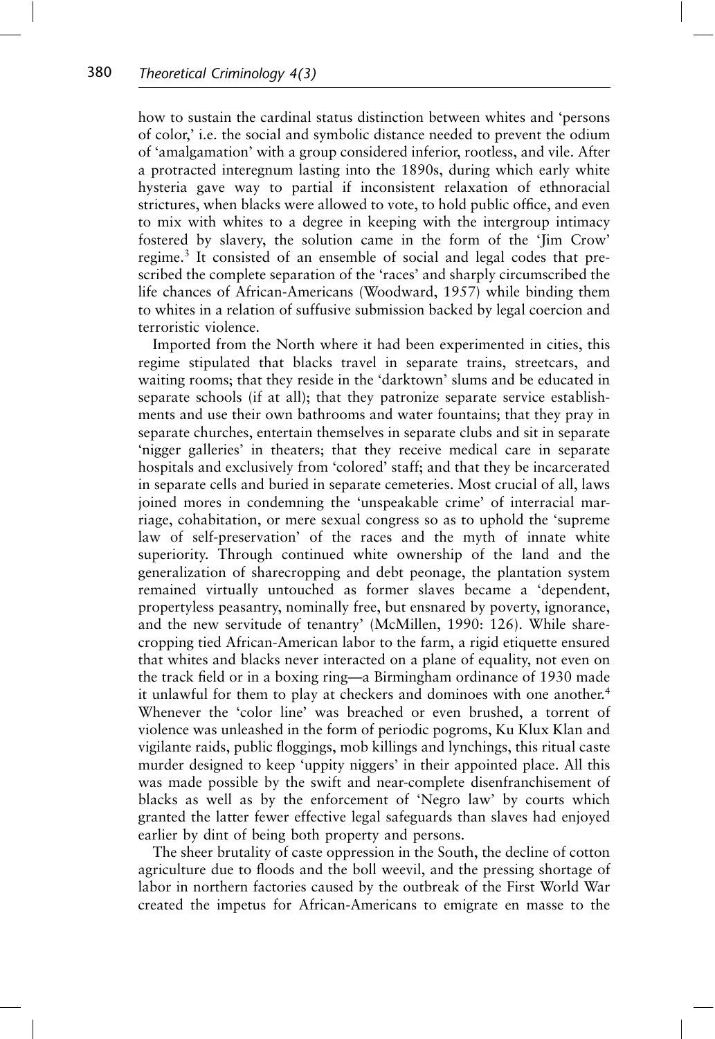how to sustain the cardinal status distinction between whites and 'persons of color,' i.e. the social and symbolic distance needed to prevent the odium of 'amalgamation' with a group considered inferior, rootless, and vile. After a protracted interregnum lasting into the 1890s, during which early white hysteria gave way to partial if inconsistent relaxation of ethnoracial strictures, when blacks were allowed to vote, to hold public office, and even to mix with whites to a degree in keeping with the intergroup intimacy fostered by slavery, the solution came in the form of the 'Jim Crow' regime.[3] It consisted of an ensemble of social and legal codes that prescribed the complete separation of the 'races' and sharply circumscribed the life chances of African-Americans (Woodward, 1957) while binding them to whites in a relation of suffusive submission backed by legal coercion and terroristic violence.

Imported from the North where it had been experimented in cities, this regime stipulated that blacks travel in separate trains, streetcars, and waiting rooms; that they reside in the 'darktown' slums and be educated in separate schools (if at all); that they patronize separate service establishments and use their own bathrooms and water fountains; that they pray in separate churches, entertain themselves in separate clubs and sit in separate 'nigger galleries' in theaters; that they receive medical care in separate hospitals and exclusively from 'colored' staff; and that they be incarcerated in separate cells and buried in separate cemeteries. Most crucial of all, laws joined mores in condemning the 'unspeakable crime' of interracial marriage, cohabitation, or mere sexual congress so as to uphold the 'supreme law of self-preservation' of the races and the myth of innate white superiority. Through continued white ownership of the land and the generalization of sharecropping and debt peonage, the plantation system remained virtually untouched as former slaves became a 'dependent, propertyless peasantry, nominally free, but ensnared by poverty, ignorance, and the new servitude of tenantry' (McMillen, 1990: 126). While sharecropping tied African-American labor to the farm, a rigid etiquette ensured that whites and blacks never interacted on a plane of equality, not even on the track field or in a boxing ring—a Birmingham ordinance of 1930 made it unlawful for them to play at checkers and dominoes with one another.[4] Whenever the 'color line' was breached or even brushed, a torrent of violence was unleashed in the form of periodic pogroms, Ku Klux Klan and vigilante raids, public floggings, mob killings and lynchings, this ritual caste murder designed to keep 'uppity niggers' in their appointed place. All this was made possible by the swift and near-complete disenfranchisement of blacks as well as by the enforcement of 'Negro law' by courts which granted the latter fewer effective legal safeguards than slaves had enjoyed earlier by dint of being both property and persons.

The sheer brutality of caste oppression in the South, the decline of cotton agriculture due to floods and the boll weevil, and the pressing shortage of labor in northern factories caused by the outbreak of the First World War created the impetus for African-Americans to emigrate en masse to the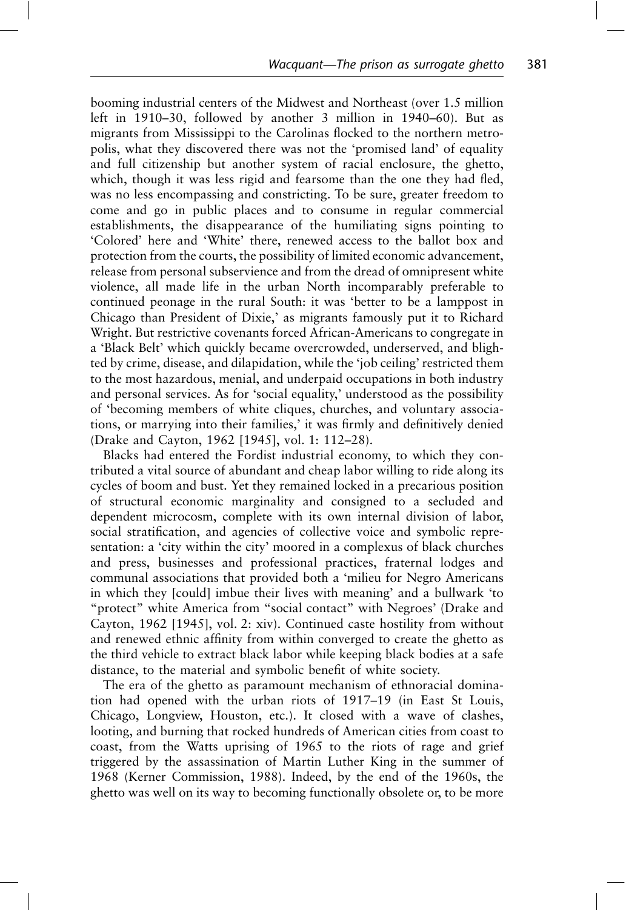booming industrial centers of the Midwest and Northeast (over 1.5 million left in 1910–30, followed by another 3 million in 1940–60). But as migrants from Mississippi to the Carolinas flocked to the northern metropolis, what they discovered there was not the 'promised land' of equality and full citizenship but another system of racial enclosure, the ghetto, which, though it was less rigid and fearsome than the one they had fled, was no less encompassing and constricting. To be sure, greater freedom to come and go in public places and to consume in regular commercial establishments, the disappearance of the humiliating signs pointing to 'Colored' here and 'White' there, renewed access to the ballot box and protection from the courts, the possibility of limited economic advancement, release from personal subservience and from the dread of omnipresent white violence, all made life in the urban North incomparably preferable to continued peonage in the rural South: it was 'better to be a lamppost in Chicago than President of Dixie,' as migrants famously put it to Richard Wright. But restrictive covenants forced African-Americans to congregate in a 'Black Belt' which quickly became overcrowded, underserved, and blighted by crime, disease, and dilapidation, while the 'job ceiling' restricted them to the most hazardous, menial, and underpaid occupations in both industry and personal services. As for 'social equality,' understood as the possibility of 'becoming members of white cliques, churches, and voluntary associations, or marrying into their families,' it was firmly and definitively denied (Drake and Cayton, 1962 [1945], vol. 1: 112–28).

Blacks had entered the Fordist industrial economy, to which they contributed a vital source of abundant and cheap labor willing to ride along its cycles of boom and bust. Yet they remained locked in a precarious position of structural economic marginality and consigned to a secluded and dependent microcosm, complete with its own internal division of labor, social stratification, and agencies of collective voice and symbolic representation: a 'city within the city' moored in a complexus of black churches and press, businesses and professional practices, fraternal lodges and communal associations that provided both a 'milieu for Negro Americans in which they [could] imbue their lives with meaning' and a bulwark 'to "protect" white America from "social contact" with Negroes' (Drake and Cayton, 1962 [1945], vol. 2: xiv). Continued caste hostility from without and renewed ethnic affinity from within converged to create the ghetto as the third vehicle to extract black labor while keeping black bodies at a safe distance, to the material and symbolic benefit of white society.

The era of the ghetto as paramount mechanism of ethnoracial domination had opened with the urban riots of 1917–19 (in East St Louis, Chicago, Longview, Houston, etc.). It closed with a wave of clashes, looting, and burning that rocked hundreds of American cities from coast to coast, from the Watts uprising of 1965 to the riots of rage and grief triggered by the assassination of Martin Luther King in the summer of 1968 (Kerner Commission, 1988). Indeed, by the end of the 1960s, the ghetto was well on its way to becoming functionally obsolete or, to be more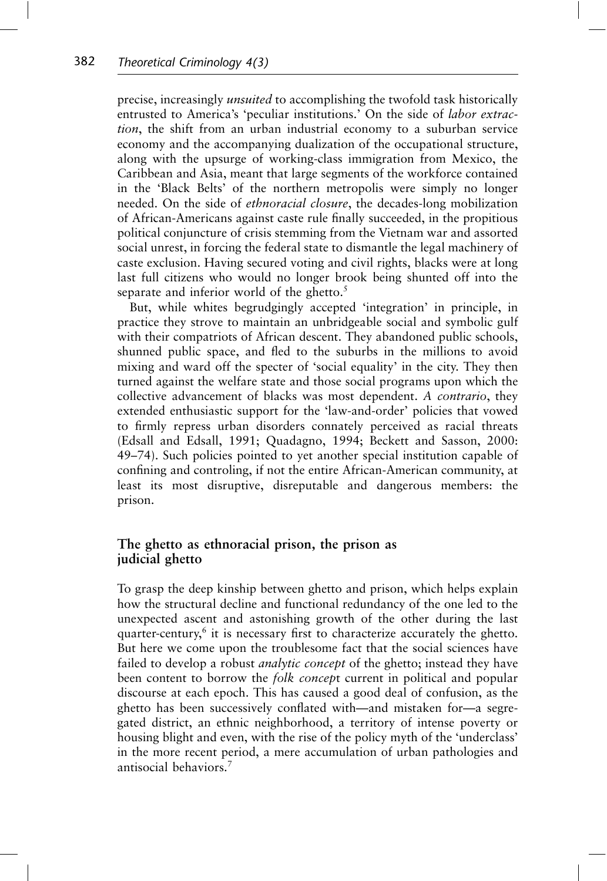precise, increasingly *unsuited* to accomplishing the twofold task historically entrusted to America's 'peculiar institutions.' On the side of *labor extraction*, the shift from an urban industrial economy to a suburban service economy and the accompanying dualization of the occupational structure, along with the upsurge of working-class immigration from Mexico, the Caribbean and Asia, meant that large segments of the workforce contained in the 'Black Belts' of the northern metropolis were simply no longer needed. On the side of *ethnoracial closure*, the decades-long mobilization of African-Americans against caste rule finally succeeded, in the propitious political conjuncture of crisis stemming from the Vietnam war and assorted social unrest, in forcing the federal state to dismantle the legal machinery of caste exclusion. Having secured voting and civil rights, blacks were at long last full citizens who would no longer brook being shunted off into the separate and inferior world of the ghetto.[5]

But, while whites begrudgingly accepted 'integration' in principle, in practice they strove to maintain an unbridgeable social and symbolic gulf with their compatriots of African descent. They abandoned public schools, shunned public space, and fled to the suburbs in the millions to avoid mixing and ward off the specter of 'social equality' in the city. They then turned against the welfare state and those social programs upon which the collective advancement of blacks was most dependent. *A contrario*, they extended enthusiastic support for the 'law-and-order' policies that vowed to firmly repress urban disorders connately perceived as racial threats (Edsall and Edsall, 1991; Quadagno, 1994; Beckett and Sasson, 2000: 49–74). Such policies pointed to yet another special institution capable of confining and controling, if not the entire African-American community, at least its most disruptive, disreputable and dangerous members: the prison.

## The ghetto as ethnoracial prison, the prison as judicial ghetto

To grasp the deep kinship between ghetto and prison, which helps explain how the structural decline and functional redundancy of the one led to the unexpected ascent and astonishing growth of the other during the last quarter-century,[6] it is necessary first to characterize accurately the ghetto. But here we come upon the troublesome fact that the social sciences have failed to develop a robust *analytic concept* of the ghetto; instead they have been content to borrow the *folk concept* current in political and popular discourse at each epoch. This has caused a good deal of confusion, as the ghetto has been successively conflated with—and mistaken for—a segregated district, an ethnic neighborhood, a territory of intense poverty or housing blight and even, with the rise of the policy myth of the 'underclass' in the more recent period, a mere accumulation of urban pathologies and antisocial behaviors.[7]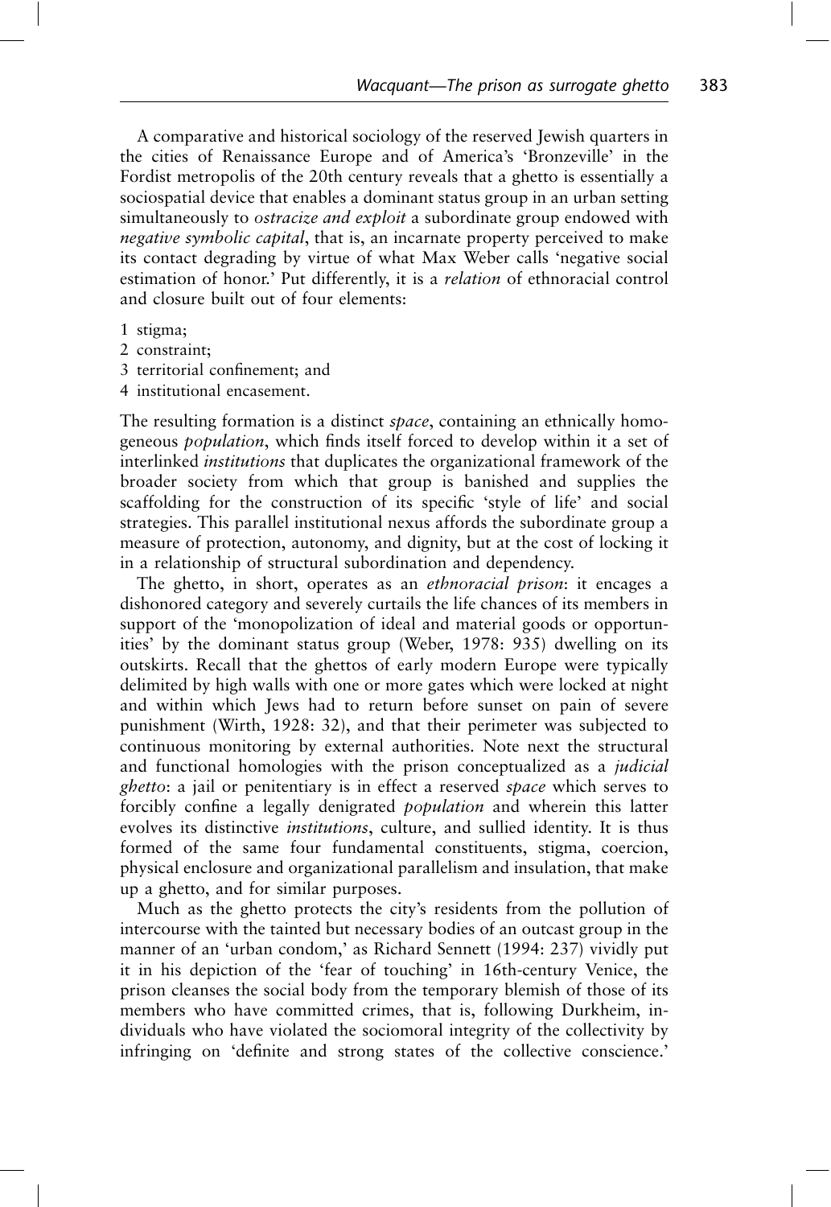A comparative and historical sociology of the reserved Jewish quarters in the cities of Renaissance Europe and of America's 'Bronzeville' in the Fordist metropolis of the 20th century reveals that a ghetto is essentially a sociospatial device that enables a dominant status group in an urban setting simultaneously to *ostracize and exploit* a subordinate group endowed with *negative symbolic capital*, that is, an incarnate property perceived to make its contact degrading by virtue of what Max Weber calls 'negative social estimation of honor.' Put differently, it is a *relation* of ethnoracial control and closure built out of four elements:

1 stigma;
2 constraint;
3 territorial confinement; and
4 institutional encasement.

The resulting formation is a distinct *space*, containing an ethnically homogeneous *population*, which finds itself forced to develop within it a set of interlinked *institutions* that duplicates the organizational framework of the broader society from which that group is banished and supplies the scaffolding for the construction of its specific 'style of life' and social strategies. This parallel institutional nexus affords the subordinate group a measure of protection, autonomy, and dignity, but at the cost of locking it in a relationship of structural subordination and dependency.

The ghetto, in short, operates as an *ethnoracial prison*: it encages a dishonored category and severely curtails the life chances of its members in support of the 'monopolization of ideal and material goods or opportunities' by the dominant status group (Weber, 1978: 935) dwelling on its outskirts. Recall that the ghettos of early modern Europe were typically delimited by high walls with one or more gates which were locked at night and within which Jews had to return before sunset on pain of severe punishment (Wirth, 1928: 32), and that their perimeter was subjected to continuous monitoring by external authorities. Note next the structural and functional homologies with the prison conceptualized as a *judicial ghetto*: a jail or penitentiary is in effect a reserved *space* which serves to forcibly confine a legally denigrated *population* and wherein this latter evolves its distinctive *institutions*, culture, and sullied identity. It is thus formed of the same four fundamental constituents, stigma, coercion, physical enclosure and organizational parallelism and insulation, that make up a ghetto, and for similar purposes.

Much as the ghetto protects the city's residents from the pollution of intercourse with the tainted but necessary bodies of an outcast group in the manner of an 'urban condom,' as Richard Sennett (1994: 237) vividly put it in his depiction of the 'fear of touching' in 16th-century Venice, the prison cleanses the social body from the temporary blemish of those of its members who have committed crimes, that is, following Durkheim, individuals who have violated the sociomoral integrity of the collectivity by infringing on 'definite and strong states of the collective conscience.'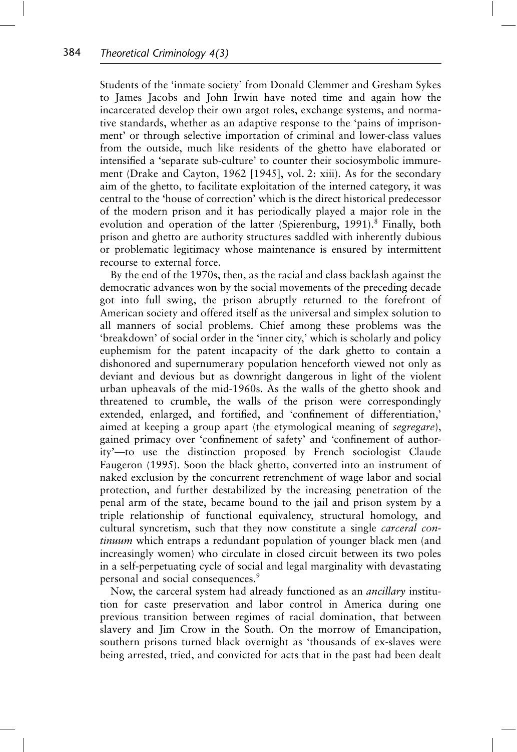Students of the 'inmate society' from Donald Clemmer and Gresham Sykes to James Jacobs and John Irwin have noted time and again how the incarcerated develop their own argot roles, exchange systems, and normative standards, whether as an adaptive response to the 'pains of imprisonment' or through selective importation of criminal and lower-class values from the outside, much like residents of the ghetto have elaborated or intensified a 'separate sub-culture' to counter their sociosymbolic immurement (Drake and Cayton, 1962 [1945], vol. 2: xiii). As for the secondary aim of the ghetto, to facilitate exploitation of the interned category, it was central to the 'house of correction' which is the direct historical predecessor of the modern prison and it has periodically played a major role in the evolution and operation of the latter (Spierenburg, 1991).[8] Finally, both prison and ghetto are authority structures saddled with inherently dubious or problematic legitimacy whose maintenance is ensured by intermittent recourse to external force.

By the end of the 1970s, then, as the racial and class backlash against the democratic advances won by the social movements of the preceding decade got into full swing, the prison abruptly returned to the forefront of American society and offered itself as the universal and simplex solution to all manners of social problems. Chief among these problems was the 'breakdown' of social order in the 'inner city,' which is scholarly and policy euphemism for the patent incapacity of the dark ghetto to contain a dishonored and supernumerary population henceforth viewed not only as deviant and devious but as downright dangerous in light of the violent urban upheavals of the mid-1960s. As the walls of the ghetto shook and threatened to crumble, the walls of the prison were correspondingly extended, enlarged, and fortified, and 'confinement of differentiation,' aimed at keeping a group apart (the etymological meaning of *segregare*), gained primacy over 'confinement of safety' and 'confinement of authority'—to use the distinction proposed by French sociologist Claude Faugeron (1995). Soon the black ghetto, converted into an instrument of naked exclusion by the concurrent retrenchment of wage labor and social protection, and further destabilized by the increasing penetration of the penal arm of the state, became bound to the jail and prison system by a triple relationship of functional equivalency, structural homology, and cultural syncretism, such that they now constitute a single *carceral continuum* which entraps a redundant population of younger black men (and increasingly women) who circulate in closed circuit between its two poles in a self-perpetuating cycle of social and legal marginality with devastating personal and social consequences.[9]

Now, the carceral system had already functioned as an *ancillary* institution for caste preservation and labor control in America during one previous transition between regimes of racial domination, that between slavery and Jim Crow in the South. On the morrow of Emancipation, southern prisons turned black overnight as 'thousands of ex-slaves were being arrested, tried, and convicted for acts that in the past had been dealt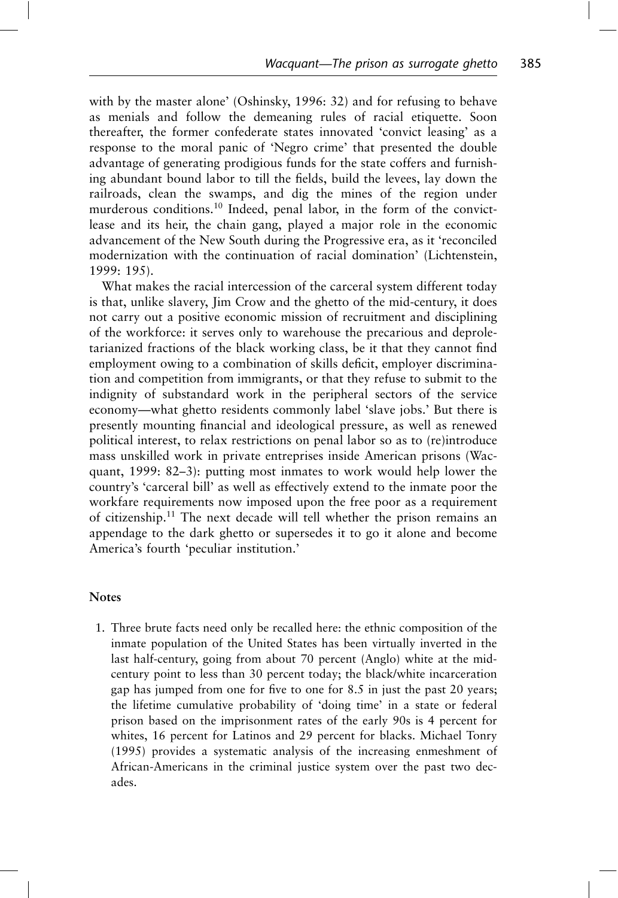with by the master alone' (Oshinsky, 1996: 32) and for refusing to behave as menials and follow the demeaning rules of racial etiquette. Soon thereafter, the former confederate states innovated 'convict leasing' as a response to the moral panic of 'Negro crime' that presented the double advantage of generating prodigious funds for the state coffers and furnishing abundant bound labor to till the fields, build the levees, lay down the railroads, clean the swamps, and dig the mines of the region under murderous conditions.[10] Indeed, penal labor, in the form of the convict-lease and its heir, the chain gang, played a major role in the economic advancement of the New South during the Progressive era, as it 'reconciled modernization with the continuation of racial domination' (Lichtenstein, 1999: 195).

What makes the racial intercession of the carceral system different today is that, unlike slavery, Jim Crow and the ghetto of the mid-century, it does not carry out a positive economic mission of recruitment and disciplining of the workforce: it serves only to warehouse the precarious and deproletarianized fractions of the black working class, be it that they cannot find employment owing to a combination of skills deficit, employer discrimination and competition from immigrants, or that they refuse to submit to the indignity of substandard work in the peripheral sectors of the service economy—what ghetto residents commonly label 'slave jobs.' But there is presently mounting financial and ideological pressure, as well as renewed political interest, to relax restrictions on penal labor so as to (re)introduce mass unskilled work in private entreprises inside American prisons (Wacquant, 1999: 82–3): putting most inmates to work would help lower the country's 'carceral bill' as well as effectively extend to the inmate poor the workfare requirements now imposed upon the free poor as a requirement of citizenship.[11] The next decade will tell whether the prison remains an appendage to the dark ghetto or supersedes it to go it alone and become America's fourth 'peculiar institution.'

## Notes

1. Three brute facts need only be recalled here: the ethnic composition of the inmate population of the United States has been virtually inverted in the last half-century, going from about 70 percent (Anglo) white at the mid-century point to less than 30 percent today; the black/white incarceration gap has jumped from one for five to one for 8.5 in just the past 20 years; the lifetime cumulative probability of 'doing time' in a state or federal prison based on the imprisonment rates of the early 90s is 4 percent for whites, 16 percent for Latinos and 29 percent for blacks. Michael Tonry (1995) provides a systematic analysis of the increasing enmeshment of African-Americans in the criminal justice system over the past two decades.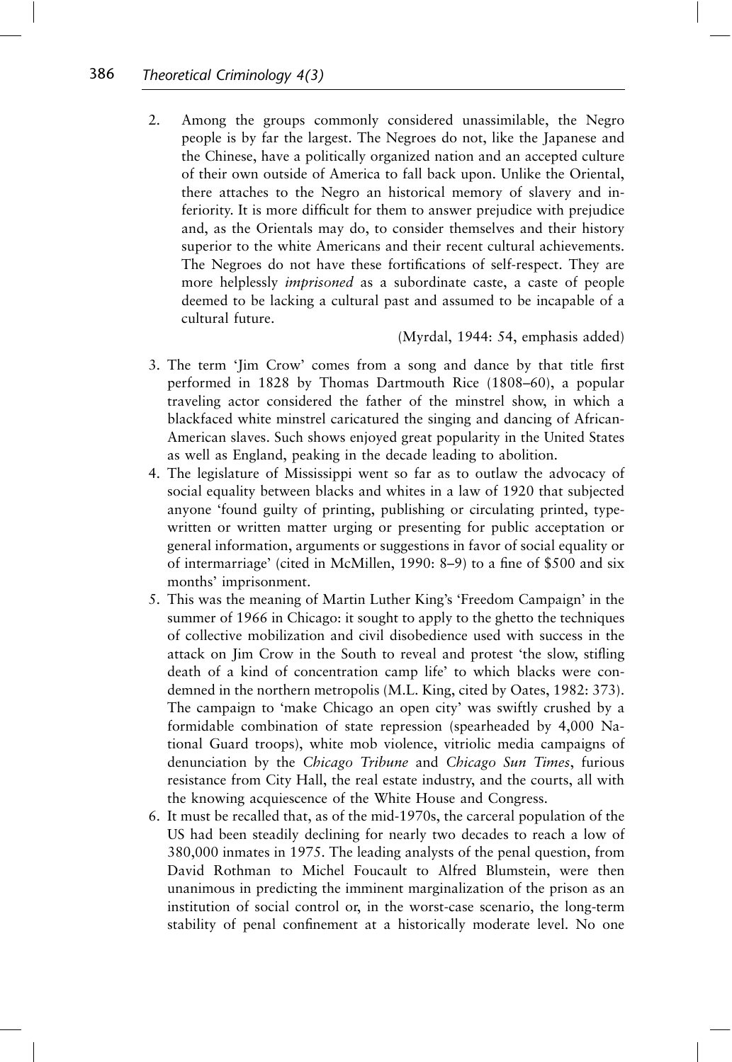2. Among the groups commonly considered unassimilable, the Negro people is by far the largest. The Negroes do not, like the Japanese and the Chinese, have a politically organized nation and an accepted culture of their own outside of America to fall back upon. Unlike the Oriental, there attaches to the Negro an historical memory of slavery and inferiority. It is more difficult for them to answer prejudice with prejudice and, as the Orientals may do, to consider themselves and their history superior to the white Americans and their recent cultural achievements. The Negroes do not have these fortifications of self-respect. They are more helplessly *imprisoned* as a subordinate caste, a caste of people deemed to be lacking a cultural past and assumed to be incapable of a cultural future.

   (Myrdal, 1944: 54, emphasis added)

3. The term 'Jim Crow' comes from a song and dance by that title first performed in 1828 by Thomas Dartmouth Rice (1808–60), a popular traveling actor considered the father of the minstrel show, in which a blackfaced white minstrel caricatured the singing and dancing of African-American slaves. Such shows enjoyed great popularity in the United States as well as England, peaking in the decade leading to abolition.
4. The legislature of Mississippi went so far as to outlaw the advocacy of social equality between blacks and whites in a law of 1920 that subjected anyone 'found guilty of printing, publishing or circulating printed, typewritten or written matter urging or presenting for public acceptance or general information, arguments or suggestions in favor of social equality or of intermarriage' (cited in McMillen, 1990: 8–9) to a fine of $500 and six months' imprisonment.
5. This was the meaning of Martin Luther King's 'Freedom Campaign' in the summer of 1966 in Chicago: it sought to apply to the ghetto the techniques of collective mobilization and civil disobedience used with success in the attack on Jim Crow in the South to reveal and protest 'the slow, stifling death of a kind of concentration camp life' to which blacks were condemned in the northern metropolis (M.L. King, cited by Oates, 1982: 373). The campaign to 'make Chicago an open city' was swiftly crushed by a formidable combination of state repression (spearheaded by 4,000 National Guard troops), white mob violence, vitriolic media campaigns of denunciation by the *Chicago Tribune* and *Chicago Sun Times*, furious resistance from City Hall, the real estate industry, and the courts, all with the knowing acquiescence of the White House and Congress.
6. It must be recalled that, as of the mid-1970s, the carceral population of the US had been steadily declining for nearly two decades to reach a low of 380,000 inmates in 1975. The leading analysts of the penal question, from David Rothman to Michel Foucault to Alfred Blumstein, were then unanimous in predicting the imminent marginalization of the prison as an institution of social control or, in the worst-case scenario, the long-term stability of penal confinement at a historically moderate level. No one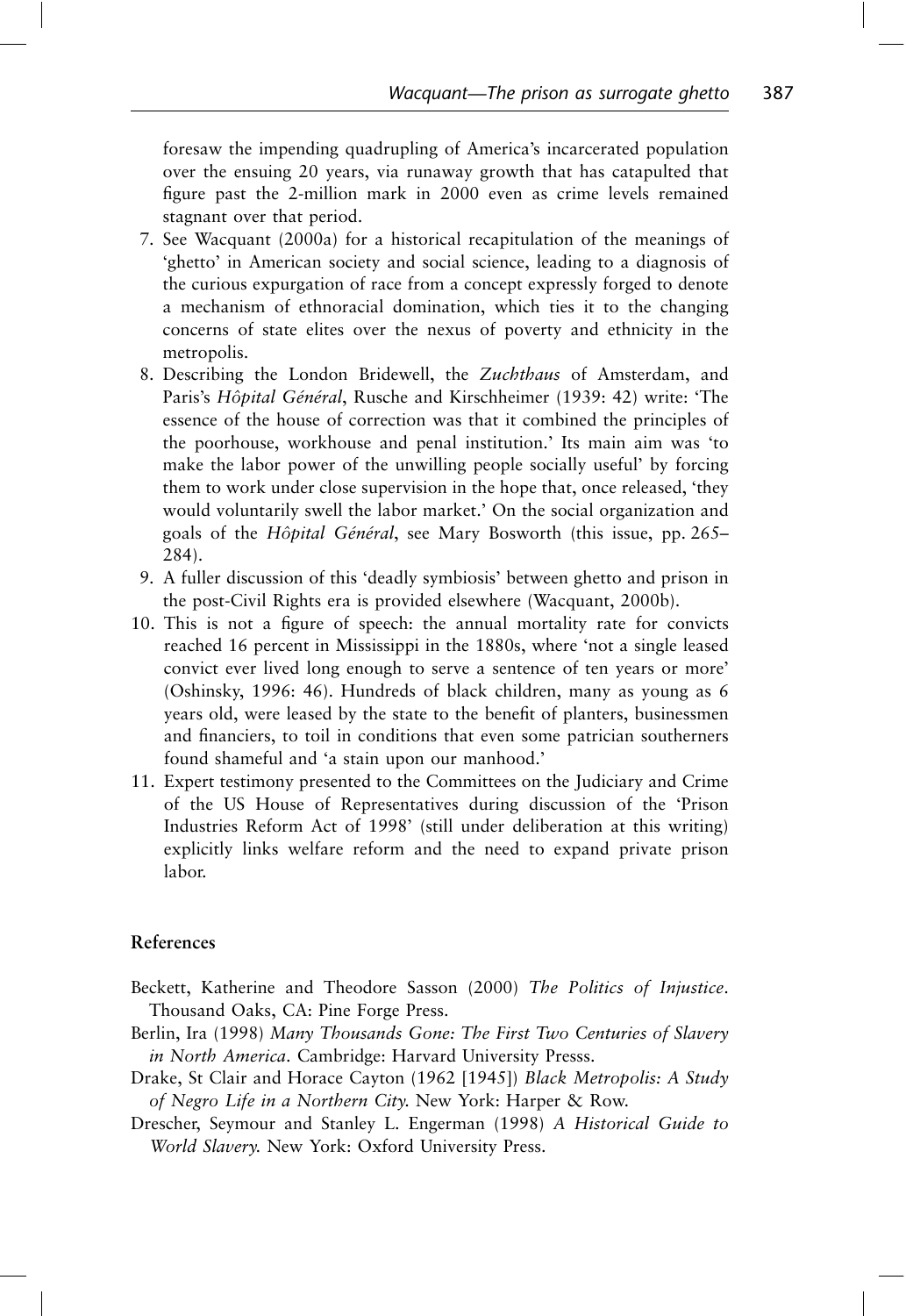foresaw the impending quadrupling of America's incarcerated population over the ensuing 20 years, via runaway growth that has catapulted that figure past the 2-million mark in 2000 even as crime levels remained stagnant over that period.

7. See Wacquant (2000a) for a historical recapitulation of the meanings of 'ghetto' in American society and social science, leading to a diagnosis of the curious expurgation of race from a concept expressly forged to denote a mechanism of ethnoracial domination, which ties it to the changing concerns of state elites over the nexus of poverty and ethnicity in the metropolis.
8. Describing the London Bridewell, the *Zuchthaus* of Amsterdam, and Paris's *Hôpital Général*, Rusche and Kirschheimer (1939: 42) write: 'The essence of the house of correction was that it combined the principles of the poorhouse, workhouse and penal institution.' Its main aim was 'to make the labor power of the unwilling people socially useful' by forcing them to work under close supervision in the hope that, once released, 'they would voluntarily swell the labor market.' On the social organization and goals of the *Hôpital Général*, see Mary Bosworth (this issue, pp. 265–284).
9. A fuller discussion of this 'deadly symbiosis' between ghetto and prison in the post-Civil Rights era is provided elsewhere (Wacquant, 2000b).
10. This is not a figure of speech: the annual mortality rate for convicts reached 16 percent in Mississippi in the 1880s, where 'not a single leased convict ever lived long enough to serve a sentence of ten years or more' (Oshinsky, 1996: 46). Hundreds of black children, many as young as 6 years old, were leased by the state to the benefit of planters, businessmen and financiers, to toil in conditions that even some patrician southerners found shameful and 'a stain upon our manhood.'
11. Expert testimony presented to the Committees on the Judiciary and Crime of the US House of Representatives during discussion of the 'Prison Industries Reform Act of 1998' (still under deliberation at this writing) explicitly links welfare reform and the need to expand private prison labor.

## References

Beckett, Katherine and Theodore Sasson (2000) *The Politics of Injustice*. Thousand Oaks, CA: Pine Forge Press.

Berlin, Ira (1998) *Many Thousands Gone: The First Two Centuries of Slavery in North America*. Cambridge: Harvard University Presss.

Drake, St Clair and Horace Cayton (1962 [1945]) *Black Metropolis: A Study of Negro Life in a Northern City.* New York: Harper & Row.

Drescher, Seymour and Stanley L. Engerman (1998) *A Historical Guide to World Slavery.* New York: Oxford University Press.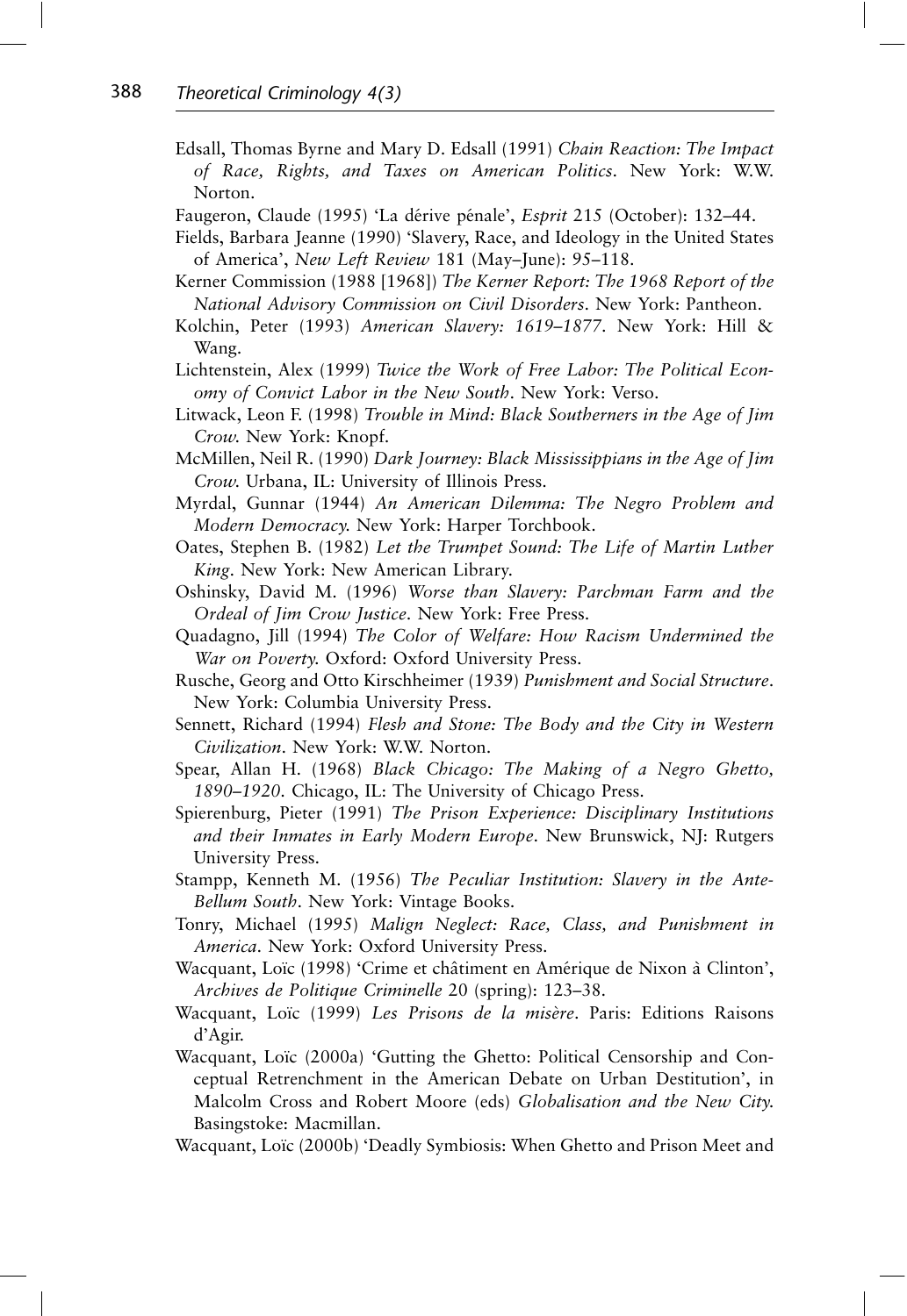Edsall, Thomas Byrne and Mary D. Edsall (1991) *Chain Reaction: The Impact of Race, Rights, and Taxes on American Politics*. New York: W.W. Norton.

Faugeron, Claude (1995) 'La dérive pénale', *Esprit* 215 (October): 132–44.

Fields, Barbara Jeanne (1990) 'Slavery, Race, and Ideology in the United States of America', *New Left Review* 181 (May–June): 95–118.

Kerner Commission (1988 [1968]) *The Kerner Report: The 1968 Report of the National Advisory Commission on Civil Disorders*. New York: Pantheon.

Kolchin, Peter (1993) *American Slavery: 1619–1877*. New York: Hill & Wang.

Lichtenstein, Alex (1999) *Twice the Work of Free Labor: The Political Economy of Convict Labor in the New South*. New York: Verso.

Litwack, Leon F. (1998) *Trouble in Mind: Black Southerners in the Age of Jim Crow.* New York: Knopf.

McMillen, Neil R. (1990) *Dark Journey: Black Mississippians in the Age of Jim Crow.* Urbana, IL: University of Illinois Press.

Myrdal, Gunnar (1944) *An American Dilemma: The Negro Problem and Modern Democracy.* New York: Harper Torchbook.

Oates, Stephen B. (1982) *Let the Trumpet Sound: The Life of Martin Luther King*. New York: New American Library.

Oshinsky, David M. (1996) *Worse than Slavery: Parchman Farm and the Ordeal of Jim Crow Justice*. New York: Free Press.

Quadagno, Jill (1994) *The Color of Welfare: How Racism Undermined the War on Poverty.* Oxford: Oxford University Press.

Rusche, Georg and Otto Kirschheimer (1939) *Punishment and Social Structure*. New York: Columbia University Press.

Sennett, Richard (1994) *Flesh and Stone: The Body and the City in Western Civilization*. New York: W.W. Norton.

Spear, Allan H. (1968) *Black Chicago: The Making of a Negro Ghetto, 1890–1920*. Chicago, IL: The University of Chicago Press.

Spierenburg, Pieter (1991) *The Prison Experience: Disciplinary Institutions and their Inmates in Early Modern Europe*. New Brunswick, NJ: Rutgers University Press.

Stampp, Kenneth M. (1956) *The Peculiar Institution: Slavery in the Ante-Bellum South*. New York: Vintage Books.

Tonry, Michael (1995) *Malign Neglect: Race, Class, and Punishment in America*. New York: Oxford University Press.

Wacquant, Loïc (1998) 'Crime et châtiment en Amérique de Nixon à Clinton', *Archives de Politique Criminelle* 20 (spring): 123–38.

Wacquant, Loïc (1999) *Les Prisons de la misère*. Paris: Editions Raisons d'Agir.

Wacquant, Loïc (2000a) 'Gutting the Ghetto: Political Censorship and Conceptual Retrenchment in the American Debate on Urban Destitution', in Malcolm Cross and Robert Moore (eds) *Globalisation and the New City.* Basingstoke: Macmillan.

Wacquant, Loïc (2000b) 'Deadly Symbiosis: When Ghetto and Prison Meet and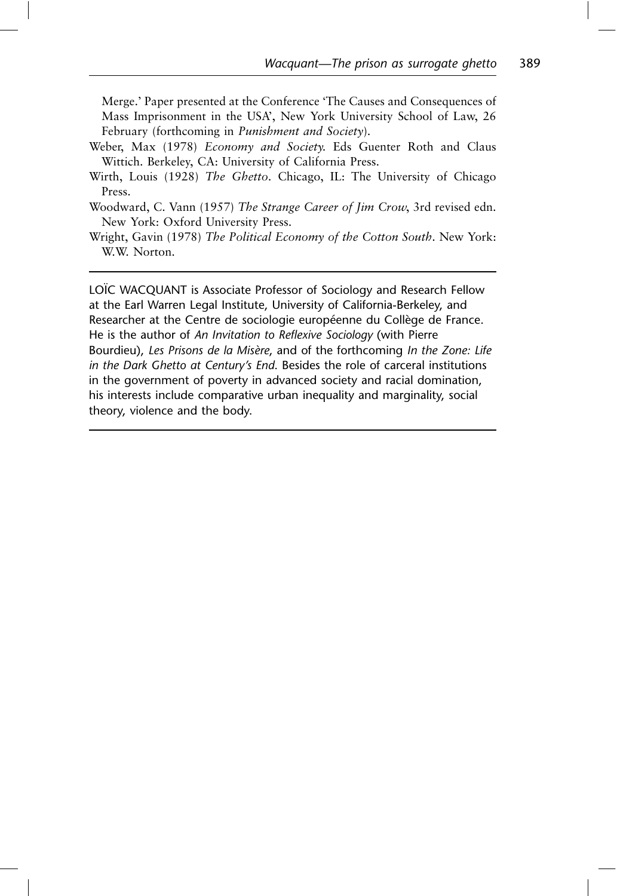Merge.' Paper presented at the Conference 'The Causes and Consequences of Mass Imprisonment in the USA', New York University School of Law, 26 February (forthcoming in *Punishment and Society*).

Weber, Max (1978) *Economy and Society.* Eds Guenter Roth and Claus Wittich. Berkeley, CA: University of California Press.

Wirth, Louis (1928) *The Ghetto*. Chicago, IL: The University of Chicago Press.

Woodward, C. Vann (1957) *The Strange Career of Jim Crow*, 3rd revised edn. New York: Oxford University Press.

Wright, Gavin (1978) *The Political Economy of the Cotton South*. New York: W.W. Norton.

---

LOÏC WACQUANT is Associate Professor of Sociology and Research Fellow at the Earl Warren Legal Institute, University of California-Berkeley, and Researcher at the Centre de sociologie européenne du Collège de France. He is the author of *An Invitation to Reflexive Sociology* (with Pierre Bourdieu), *Les Prisons de la Misère*, and of the forthcoming *In the Zone: Life in the Dark Ghetto at Century's End*. Besides the role of carceral institutions in the government of poverty in advanced society and racial domination, his interests include comparative urban inequality and marginality, social theory, violence and the body.